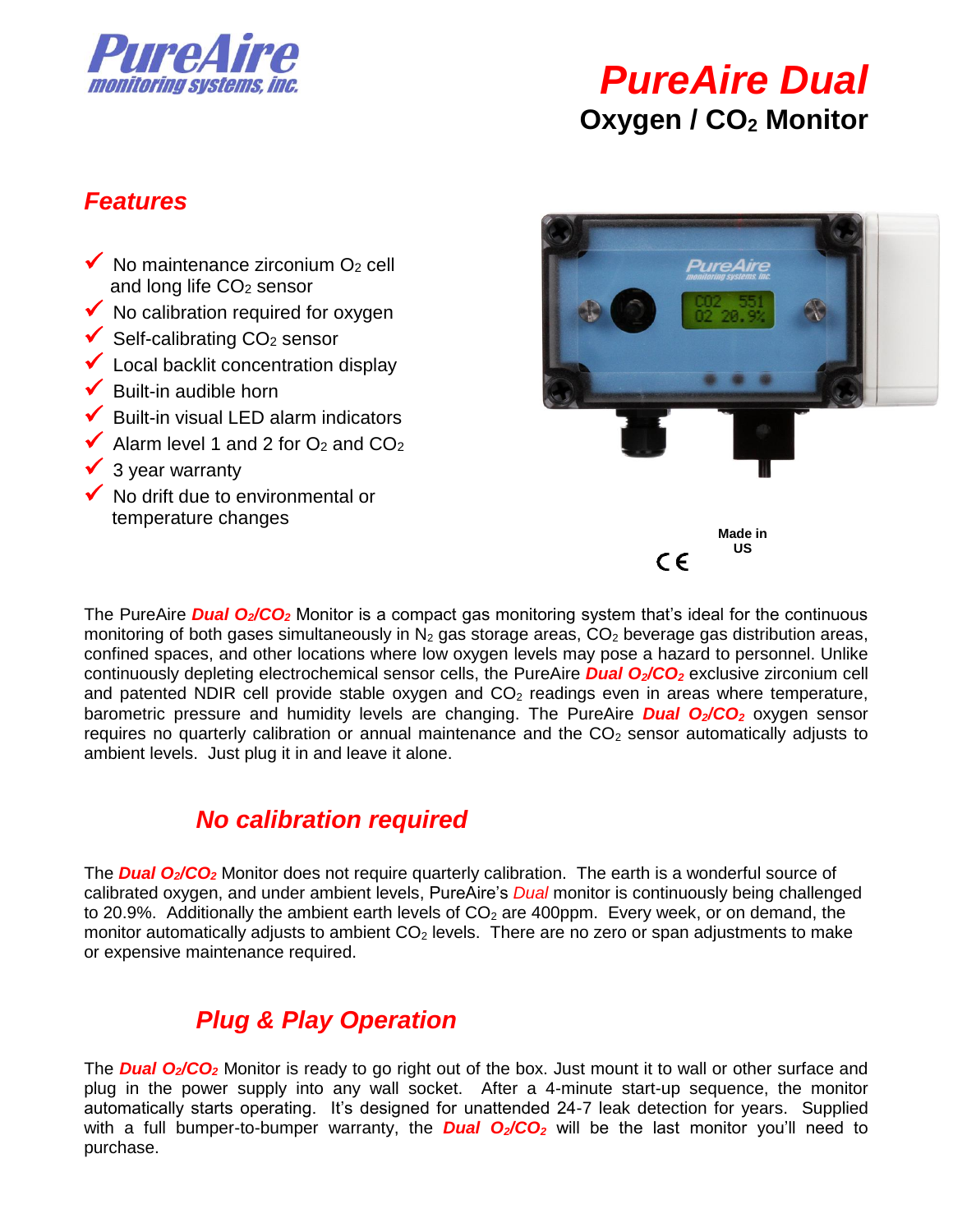PureAire monitoring systems, inc.

# PureAire Dual

## Oxygen / $CO_2$ Monitor

### Features

- ✓ No maintenance zirconium $O_2$ cell and long life $CO_2$ sensor
- ✓ No calibration required for oxygen
- ✓ Self-calibrating $CO_2$ sensor
- ✓ Local backlit concentration display
- ✓ Built-in audible horn
- ✓ Built-in visual LED alarm indicators
- ✓ Alarm level 1 and 2 for $O_2$ and $CO_2$
- ✓ 3 year warranty
- ✓ No drift due to environmental or temperature changes

**Made in US**

CE

The PureAire ***Dual $O_2$/$CO_2$*** Monitor is a compact gas monitoring system that's ideal for the continuous monitoring of both gases simultaneously in $N_2$ gas storage areas, $CO_2$ beverage gas distribution areas, confined spaces, and other locations where low oxygen levels may pose a hazard to personnel. Unlike continuously depleting electrochemical sensor cells, the PureAire ***Dual $O_2$/$CO_2$*** exclusive zirconium cell and patented NDIR cell provide stable oxygen and $CO_2$ readings even in areas where temperature, barometric pressure and humidity levels are changing. The PureAire ***Dual $O_2$/$CO_2$*** oxygen sensor requires no quarterly calibration or annual maintenance and the $CO_2$ sensor automatically adjusts to ambient levels. Just plug it in and leave it alone.

### No calibration required

The ***Dual $O_2$/$CO_2$*** Monitor does not require quarterly calibration. The earth is a wonderful source of calibrated oxygen, and under ambient levels, PureAire's *Dual* monitor is continuously being challenged to 20.9%. Additionally the ambient earth levels of $CO_2$ are 400ppm. Every week, or on demand, the monitor automatically adjusts to ambient $CO_2$ levels. There are no zero or span adjustments to make or expensive maintenance required.

### Plug & Play Operation

The ***Dual $O_2$/$CO_2$*** Monitor is ready to go right out of the box. Just mount it to wall or other surface and plug in the power supply into any wall socket. After a 4-minute start-up sequence, the monitor automatically starts operating. It's designed for unattended 24-7 leak detection for years. Supplied with a full bumper-to-bumper warranty, the ***Dual $O_2$/$CO_2$*** will be the last monitor you'll need to purchase.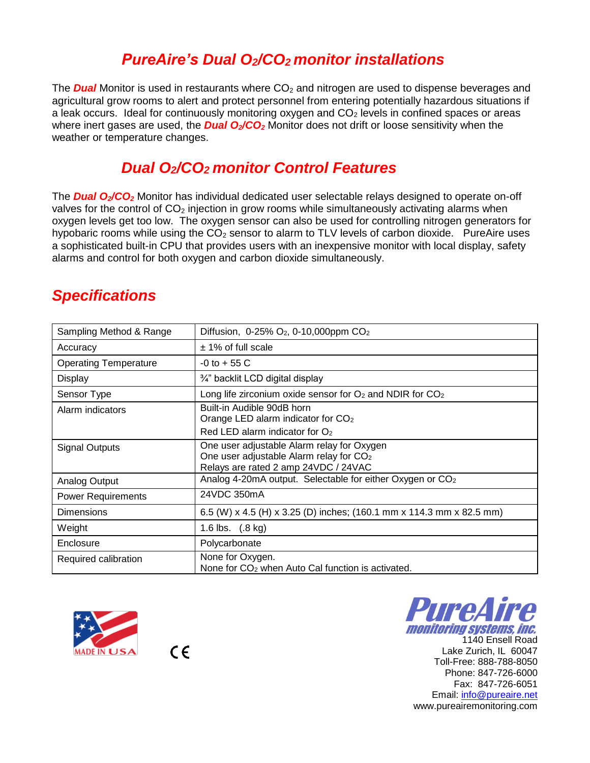## *PureAire's Dual $O_2$/$CO_2$ monitor installations*

The ***Dual*** Monitor is used in restaurants where $CO_2$ and nitrogen are used to dispense beverages and agricultural grow rooms to alert and protect personnel from entering potentially hazardous situations if a leak occurs. Ideal for continuously monitoring oxygen and $CO_2$ levels in confined spaces or areas where inert gases are used, the ***Dual $O_2$/$CO_2$*** Monitor does not drift or loose sensitivity when the weather or temperature changes.

## *Dual $O_2$/$CO_2$ monitor Control Features*

The ***Dual $O_2$/$CO_2$*** Monitor has individual dedicated user selectable relays designed to operate on-off valves for the control of $CO_2$ injection in grow rooms while simultaneously activating alarms when oxygen levels get too low. The oxygen sensor can also be used for controlling nitrogen generators for hypobaric rooms while using the $CO_2$ sensor to alarm to TLV levels of carbon dioxide. PureAire uses a sophisticated built-in CPU that provides users with an inexpensive monitor with local display, safety alarms and control for both oxygen and carbon dioxide simultaneously.

## *Specifications*

| | |
|---|---|
| Sampling Method & Range | Diffusion, 0-25% $O_2$, 0-10,000ppm $CO_2$ |
| Accuracy | ± 1% of full scale |
| Operating Temperature | -0 to + 55 C |
| Display | ¾" backlit LCD digital display |
| Sensor Type | Long life zirconium oxide sensor for $O_2$ and NDIR for $CO_2$ |
| Alarm indicators | Built-in Audible 90dB horn<br>Orange LED alarm indicator for $CO_2$<br>Red LED alarm indicator for $O_2$ |
| Signal Outputs | One user adjustable Alarm relay for Oxygen<br>One user adjustable Alarm relay for $CO_2$<br>Relays are rated 2 amp 24VDC / 24VAC |
| Analog Output | Analog 4-20mA output. Selectable for either Oxygen or $CO_2$ |
| Power Requirements | 24VDC 350mA |
| Dimensions | 6.5 (W) x 4.5 (H) x 3.25 (D) inches; (160.1 mm x 114.3 mm x 82.5 mm) |
| Weight | 1.6 lbs. (.8 kg) |
| Enclosure | Polycarbonate |
| Required calibration | None for Oxygen.<br>None for $CO_2$ when Auto Cal function is activated. |

MADE IN USA

CE

PureAire monitoring systems, inc.
1140 Ensell Road
Lake Zurich, IL 60047
Toll-Free: 888-788-8050
Phone: 847-726-6000
Fax: 847-726-6051
Email: info@pureaire.net
www.pureairemonitoring.com